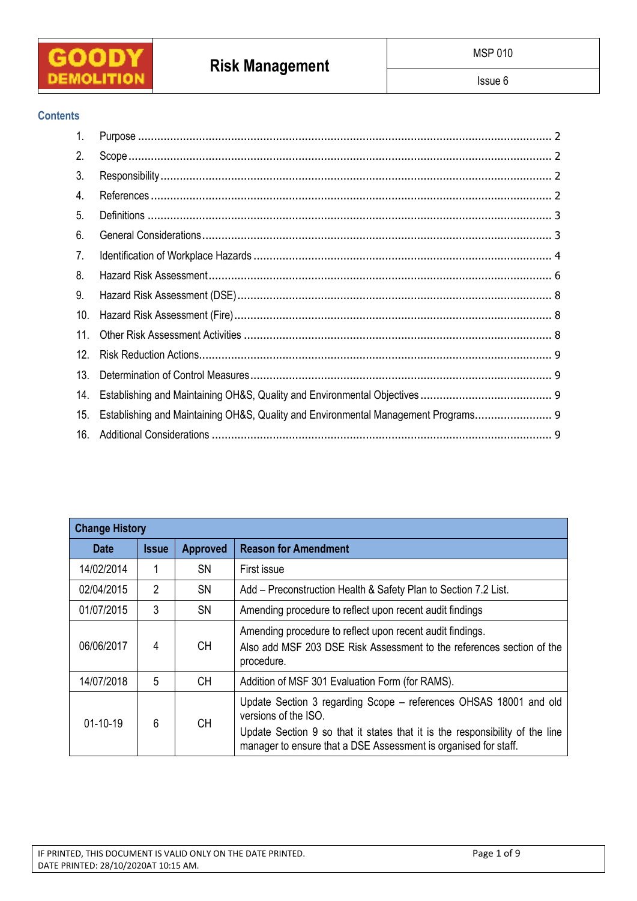# Risk Management

MSP 010

Issue 6

## Contents

1. Purpose ........ 2
2. Scope ........ 2
3. Responsibility ........ 2
4. References ........ 2
5. Definitions ........ 3
6. General Considerations ........ 3
7. Identification of Workplace Hazards ........ 4
8. Hazard Risk Assessment ........ 6
9. Hazard Risk Assessment (DSE) ........ 8
10. Hazard Risk Assessment (Fire) ........ 8
11. Other Risk Assessment Activities ........ 8
12. Risk Reduction Actions ........ 9
13. Determination of Control Measures ........ 9
14. Establishing and Maintaining OH&S, Quality and Environmental Objectives ........ 9
15. Establishing and Maintaining OH&S, Quality and Environmental Management Programs ........ 9
16. Additional Considerations ........ 9

| Change History | | | |
|---|---|---|---|
| **Date** | **Issue** | **Approved** | **Reason for Amendment** |
| 14/02/2014 | 1 | SN | First issue |
| 02/04/2015 | 2 | SN | Add – Preconstruction Health & Safety Plan to Section 7.2 List. |
| 01/07/2015 | 3 | SN | Amending procedure to reflect upon recent audit findings |
| 06/06/2017 | 4 | CH | Amending procedure to reflect upon recent audit findings.<br>Also add MSF 203 DSE Risk Assessment to the references section of the procedure. |
| 14/07/2018 | 5 | CH | Addition of MSF 301 Evaluation Form (for RAMS). |
| 01-10-19 | 6 | CH | Update Section 3 regarding Scope – references OHSAS 18001 and old versions of the ISO.<br>Update Section 9 so that it states that it is the responsibility of the line manager to ensure that a DSE Assessment is organised for staff. |

IF PRINTED, THIS DOCUMENT IS VALID ONLY ON THE DATE PRINTED.
DATE PRINTED: 28/10/2020AT 10:15 AM.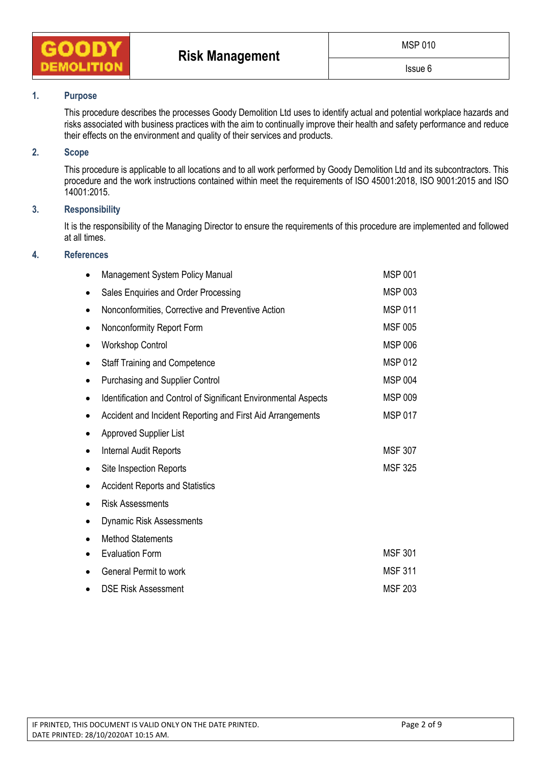## 1. Purpose

This procedure describes the processes Goody Demolition Ltd uses to identify actual and potential workplace hazards and risks associated with business practices with the aim to continually improve their health and safety performance and reduce their effects on the environment and quality of their services and products.

## 2. Scope

This procedure is applicable to all locations and to all work performed by Goody Demolition Ltd and its subcontractors. This procedure and the work instructions contained within meet the requirements of ISO 45001:2018, ISO 9001:2015 and ISO 14001:2015.

## 3. Responsibility

It is the responsibility of the Managing Director to ensure the requirements of this procedure are implemented and followed at all times.

## 4. References

| Reference | Document |
|---|---|
| Management System Policy Manual | MSP 001 |
| Sales Enquiries and Order Processing | MSP 003 |
| Nonconformities, Corrective and Preventive Action | MSP 011 |
| Nonconformity Report Form | MSF 005 |
| Workshop Control | MSP 006 |
| Staff Training and Competence | MSP 012 |
| Purchasing and Supplier Control | MSP 004 |
| Identification and Control of Significant Environmental Aspects | MSP 009 |
| Accident and Incident Reporting and First Aid Arrangements | MSP 017 |
| Approved Supplier List | |
| Internal Audit Reports | MSF 307 |
| Site Inspection Reports | MSF 325 |
| Accident Reports and Statistics | |
| Risk Assessments | |
| Dynamic Risk Assessments | |
| Method Statements | |
| Evaluation Form | MSF 301 |
| General Permit to work | MSF 311 |
| DSE Risk Assessment | MSF 203 |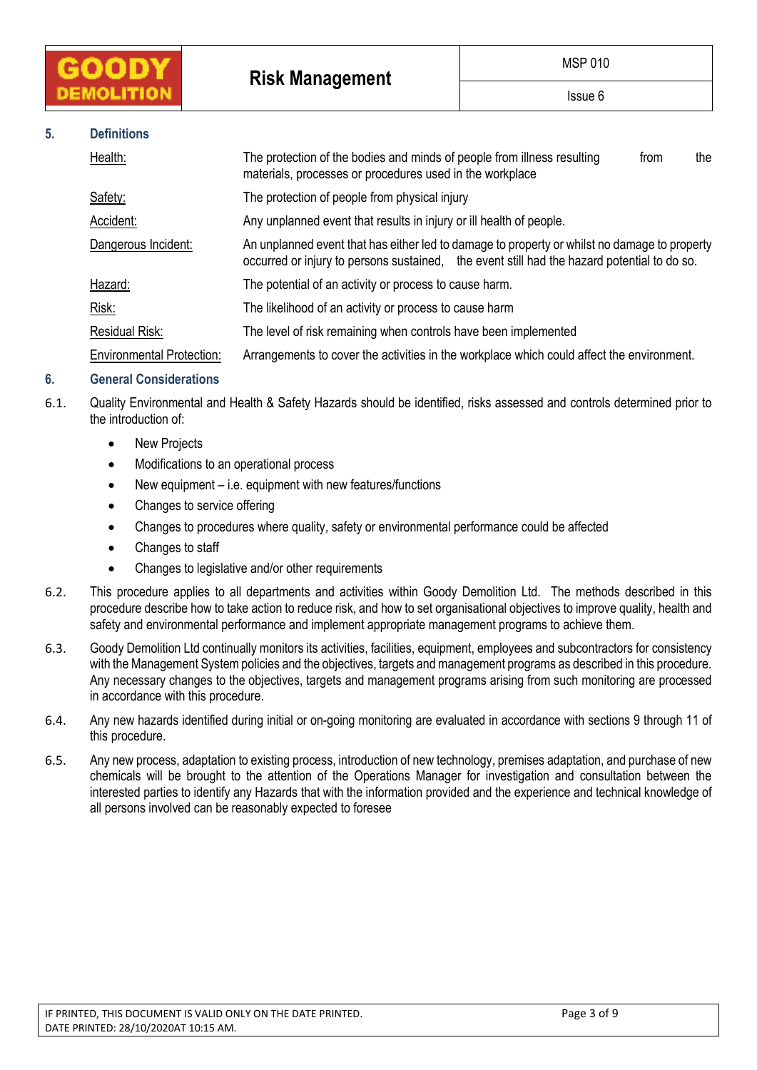## 5. Definitions

| | |
|---|---|
| Health: | The protection of the bodies and minds of people from illness resulting from the materials, processes or procedures used in the workplace |
| Safety: | The protection of people from physical injury |
| Accident: | Any unplanned event that results in injury or ill health of people. |
| Dangerous Incident: | An unplanned event that has either led to damage to property or whilst no damage to property occurred or injury to persons sustained, the event still had the hazard potential to do so. |
| Hazard: | The potential of an activity or process to cause harm. |
| Risk: | The likelihood of an activity or process to cause harm |
| Residual Risk: | The level of risk remaining when controls have been implemented |
| Environmental Protection: | Arrangements to cover the activities in the workplace which could affect the environment. |

## 6. General Considerations

6.1. Quality Environmental and Health & Safety Hazards should be identified, risks assessed and controls determined prior to the introduction of:

- New Projects
- Modifications to an operational process
- New equipment – i.e. equipment with new features/functions
- Changes to service offering
- Changes to procedures where quality, safety or environmental performance could be affected
- Changes to staff
- Changes to legislative and/or other requirements

6.2. This procedure applies to all departments and activities within Goody Demolition Ltd. The methods described in this procedure describe how to take action to reduce risk, and how to set organisational objectives to improve quality, health and safety and environmental performance and implement appropriate management programs to achieve them.

6.3. Goody Demolition Ltd continually monitors its activities, facilities, equipment, employees and subcontractors for consistency with the Management System policies and the objectives, targets and management programs as described in this procedure. Any necessary changes to the objectives, targets and management programs arising from such monitoring are processed in accordance with this procedure.

6.4. Any new hazards identified during initial or on-going monitoring are evaluated in accordance with sections 9 through 11 of this procedure.

6.5. Any new process, adaptation to existing process, introduction of new technology, premises adaptation, and purchase of new chemicals will be brought to the attention of the Operations Manager for investigation and consultation between the interested parties to identify any Hazards that with the information provided and the experience and technical knowledge of all persons involved can be reasonably expected to foresee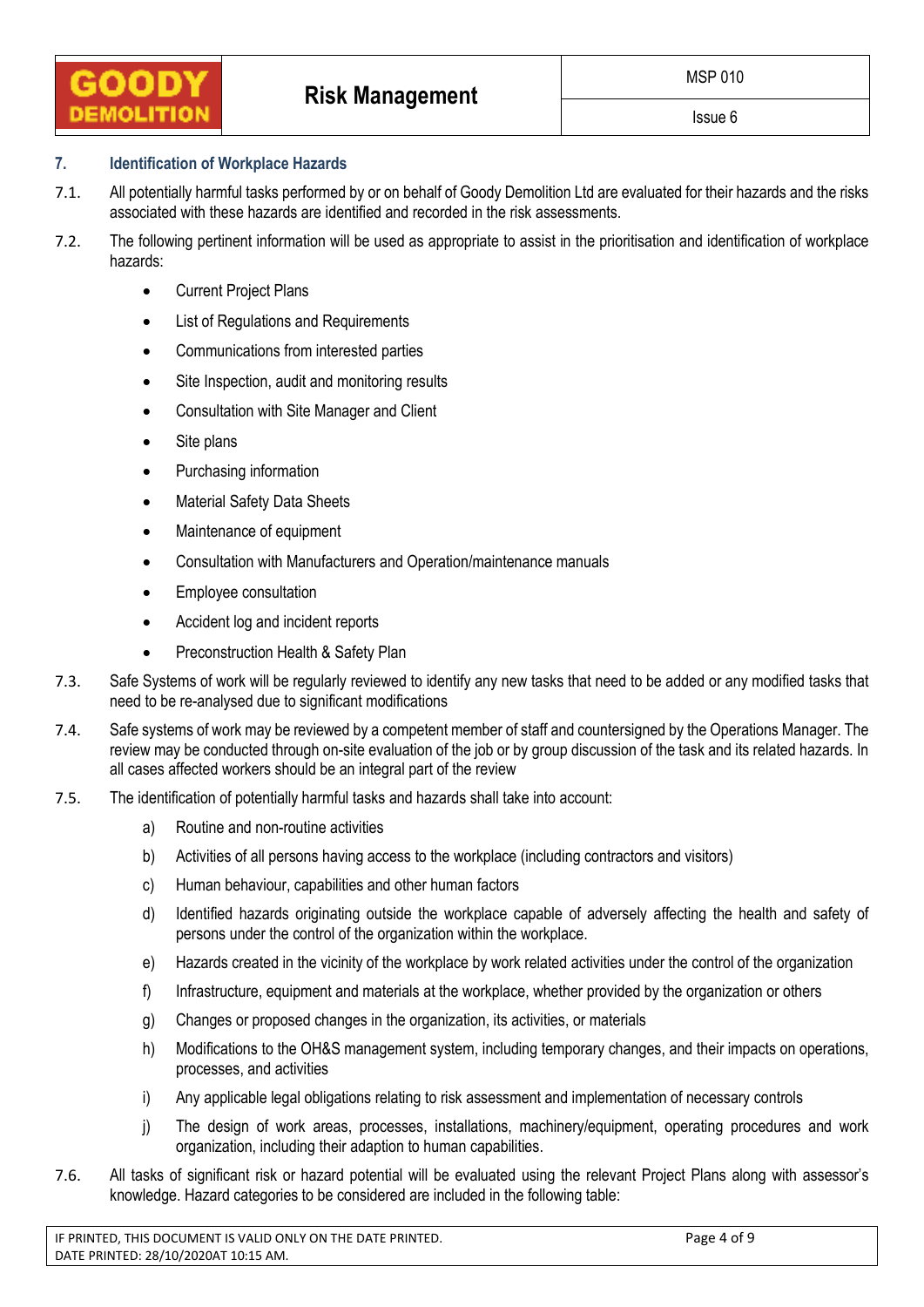## 7. Identification of Workplace Hazards

7.1. All potentially harmful tasks performed by or on behalf of Goody Demolition Ltd are evaluated for their hazards and the risks associated with these hazards are identified and recorded in the risk assessments.

7.2. The following pertinent information will be used as appropriate to assist in the prioritisation and identification of workplace hazards:

- Current Project Plans
- List of Regulations and Requirements
- Communications from interested parties
- Site Inspection, audit and monitoring results
- Consultation with Site Manager and Client
- Site plans
- Purchasing information
- Material Safety Data Sheets
- Maintenance of equipment
- Consultation with Manufacturers and Operation/maintenance manuals
- Employee consultation
- Accident log and incident reports
- Preconstruction Health & Safety Plan

7.3. Safe Systems of work will be regularly reviewed to identify any new tasks that need to be added or any modified tasks that need to be re-analysed due to significant modifications

7.4. Safe systems of work may be reviewed by a competent member of staff and countersigned by the Operations Manager. The review may be conducted through on-site evaluation of the job or by group discussion of the task and its related hazards. In all cases affected workers should be an integral part of the review

7.5. The identification of potentially harmful tasks and hazards shall take into account:

a) Routine and non-routine activities

b) Activities of all persons having access to the workplace (including contractors and visitors)

c) Human behaviour, capabilities and other human factors

d) Identified hazards originating outside the workplace capable of adversely affecting the health and safety of persons under the control of the organization within the workplace.

e) Hazards created in the vicinity of the workplace by work related activities under the control of the organization

f) Infrastructure, equipment and materials at the workplace, whether provided by the organization or others

g) Changes or proposed changes in the organization, its activities, or materials

h) Modifications to the OH&S management system, including temporary changes, and their impacts on operations, processes, and activities

i) Any applicable legal obligations relating to risk assessment and implementation of necessary controls

j) The design of work areas, processes, installations, machinery/equipment, operating procedures and work organization, including their adaption to human capabilities.

7.6. All tasks of significant risk or hazard potential will be evaluated using the relevant Project Plans along with assessor's knowledge. Hazard categories to be considered are included in the following table: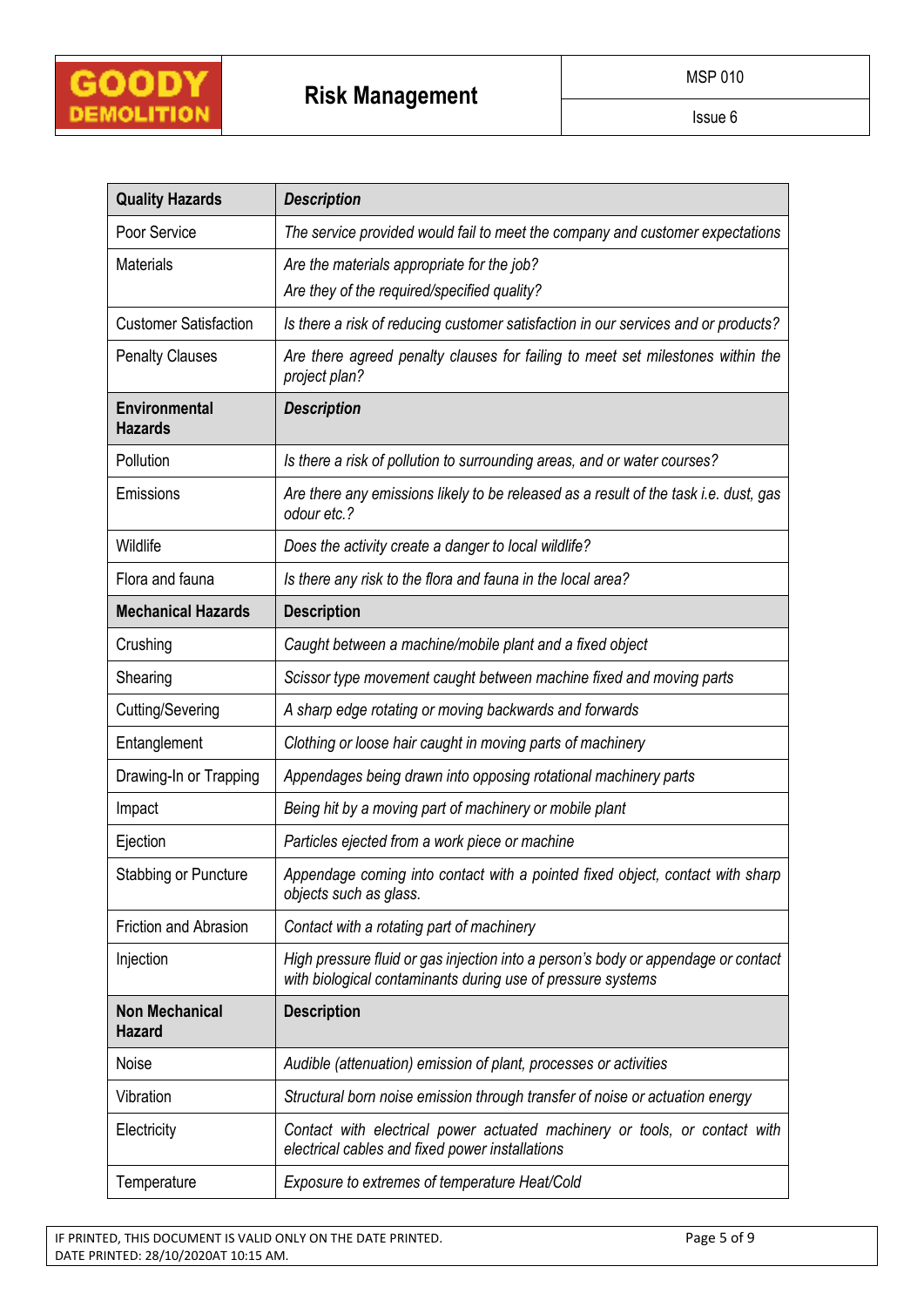| Quality Hazards | *Description* |
|---|---|
| Poor Service | *The service provided would fail to meet the company and customer expectations* |
| Materials | *Are the materials appropriate for the job?*<br>*Are they of the required/specified quality?* |
| Customer Satisfaction | *Is there a risk of reducing customer satisfaction in our services and or products?* |
| Penalty Clauses | *Are there agreed penalty clauses for failing to meet set milestones within the project plan?* |
| **Environmental Hazards** | ***Description*** |
| Pollution | *Is there a risk of pollution to surrounding areas, and or water courses?* |
| Emissions | *Are there any emissions likely to be released as a result of the task i.e. dust, gas odour etc.?* |
| Wildlife | *Does the activity create a danger to local wildlife?* |
| Flora and fauna | *Is there any risk to the flora and fauna in the local area?* |
| **Mechanical Hazards** | **Description** |
| Crushing | *Caught between a machine/mobile plant and a fixed object* |
| Shearing | *Scissor type movement caught between machine fixed and moving parts* |
| Cutting/Severing | *A sharp edge rotating or moving backwards and forwards* |
| Entanglement | *Clothing or loose hair caught in moving parts of machinery* |
| Drawing-In or Trapping | *Appendages being drawn into opposing rotational machinery parts* |
| Impact | *Being hit by a moving part of machinery or mobile plant* |
| Ejection | *Particles ejected from a work piece or machine* |
| Stabbing or Puncture | *Appendage coming into contact with a pointed fixed object, contact with sharp objects such as glass.* |
| Friction and Abrasion | *Contact with a rotating part of machinery* |
| Injection | *High pressure fluid or gas injection into a person's body or appendage or contact with biological contaminants during use of pressure systems* |
| **Non Mechanical Hazard** | **Description** |
| Noise | *Audible (attenuation) emission of plant, processes or activities* |
| Vibration | *Structural born noise emission through transfer of noise or actuation energy* |
| Electricity | *Contact with electrical power actuated machinery or tools, or contact with electrical cables and fixed power installations* |
| Temperature | *Exposure to extremes of temperature Heat/Cold* |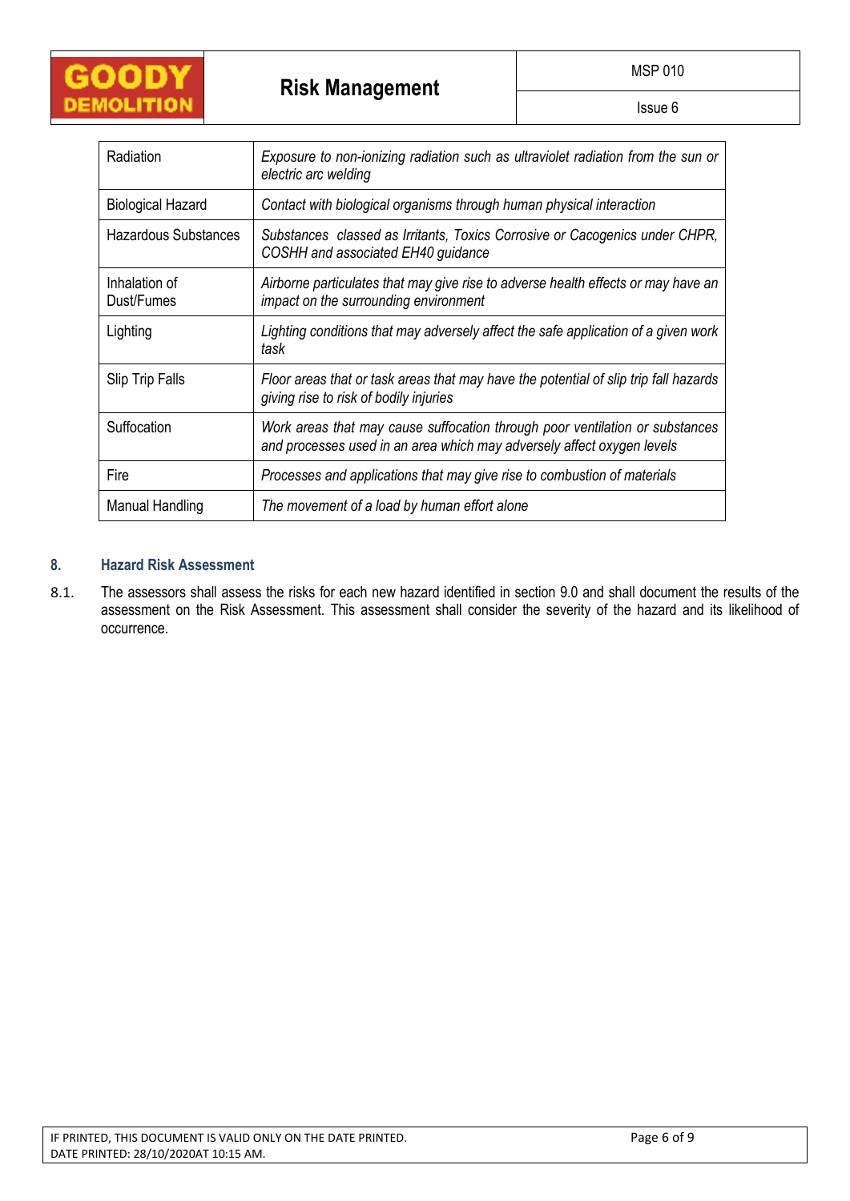| Radiation | *Exposure to non-ionizing radiation such as ultraviolet radiation from the sun or electric arc welding* |
|---|---|
| Biological Hazard | *Contact with biological organisms through human physical interaction* |
| Hazardous Substances | *Substances classed as Irritants, Toxics Corrosive or Cacogenics under CHPR, COSHH and associated EH40 guidance* |
| Inhalation of Dust/Fumes | *Airborne particulates that may give rise to adverse health effects or may have an impact on the surrounding environment* |
| Lighting | *Lighting conditions that may adversely affect the safe application of a given work task* |
| Slip Trip Falls | *Floor areas that or task areas that may have the potential of slip trip fall hazards giving rise to risk of bodily injuries* |
| Suffocation | *Work areas that may cause suffocation through poor ventilation or substances and processes used in an area which may adversely affect oxygen levels* |
| Fire | *Processes and applications that may give rise to combustion of materials* |
| Manual Handling | *The movement of a load by human effort alone* |

## 8. Hazard Risk Assessment

8.1. The assessors shall assess the risks for each new hazard identified in section 9.0 and shall document the results of the assessment on the Risk Assessment. This assessment shall consider the severity of the hazard and its likelihood of occurrence.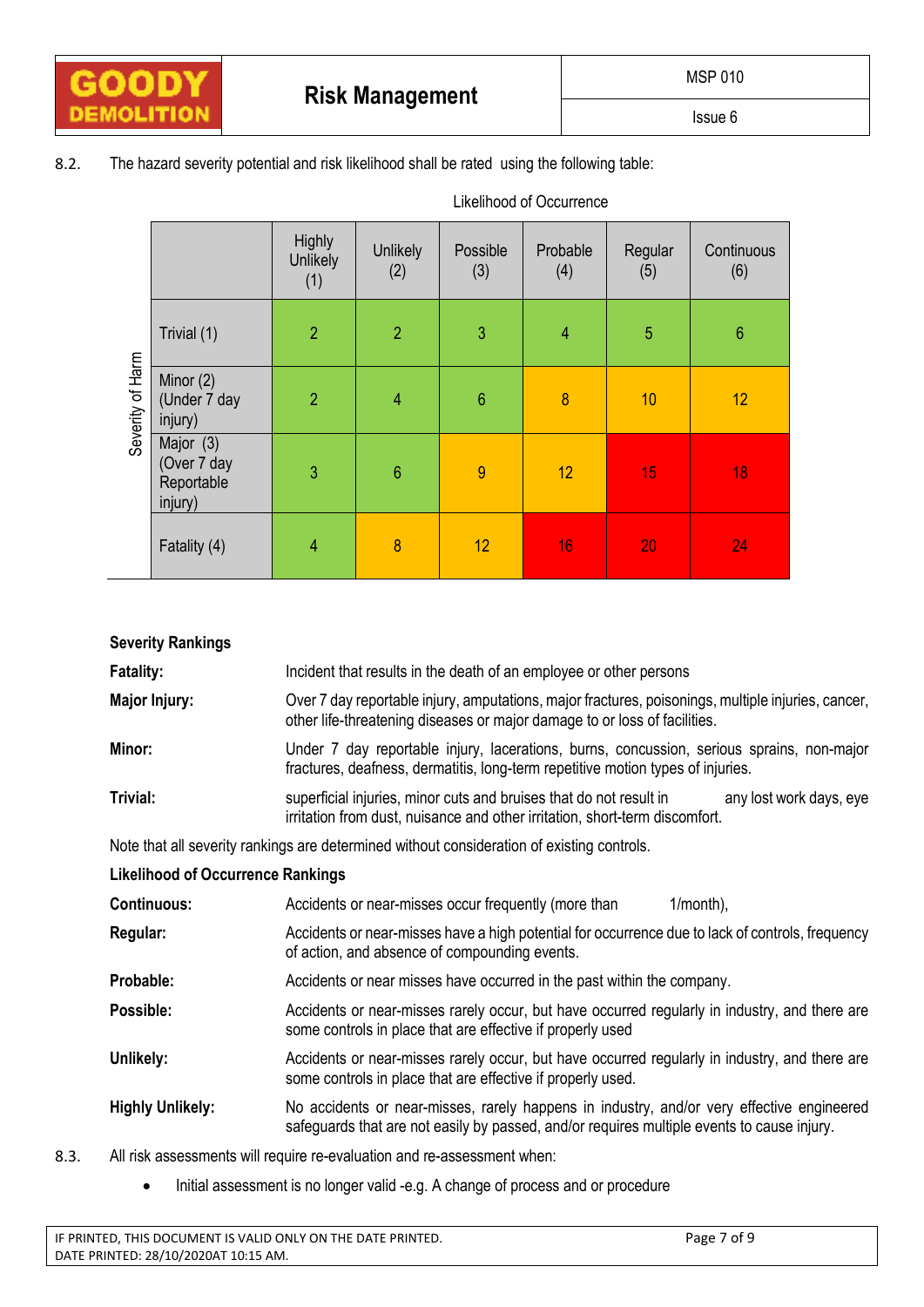8.2. The hazard severity potential and risk likelihood shall be rated using the following table:

Likelihood of Occurrence

| Severity of Harm | Highly Unlikely (1) | Unlikely (2) | Possible (3) | Probable (4) | Regular (5) | Continuous (6) |
|---|---|---|---|---|---|---|
| Trivial (1) | 2 | 2 | 3 | 4 | 5 | 6 |
| Minor (2) (Under 7 day injury) | 2 | 4 | 6 | 8 | 10 | 12 |
| Major (3) (Over 7 day Reportable injury) | 3 | 6 | 9 | 12 | 15 | 18 |
| Fatality (4) | 4 | 8 | 12 | 16 | 20 | 24 |

**Severity Rankings**

**Fatality:** Incident that results in the death of an employee or other persons

**Major Injury:** Over 7 day reportable injury, amputations, major fractures, poisonings, multiple injuries, cancer, other life-threatening diseases or major damage to or loss of facilities.

**Minor:** Under 7 day reportable injury, lacerations, burns, concussion, serious sprains, non-major fractures, deafness, dermatitis, long-term repetitive motion types of injuries.

**Trivial:** superficial injuries, minor cuts and bruises that do not result in any lost work days, eye irritation from dust, nuisance and other irritation, short-term discomfort.

Note that all severity rankings are determined without consideration of existing controls.

**Likelihood of Occurrence Rankings**

**Continuous:** Accidents or near-misses occur frequently (more than 1/month),

**Regular:** Accidents or near-misses have a high potential for occurrence due to lack of controls, frequency of action, and absence of compounding events.

**Probable:** Accidents or near misses have occurred in the past within the company.

**Possible:** Accidents or near-misses rarely occur, but have occurred regularly in industry, and there are some controls in place that are effective if properly used

**Unlikely:** Accidents or near-misses rarely occur, but have occurred regularly in industry, and there are some controls in place that are effective if properly used.

**Highly Unlikely:** No accidents or near-misses, rarely happens in industry, and/or very effective engineered safeguards that are not easily by passed, and/or requires multiple events to cause injury.

8.3. All risk assessments will require re-evaluation and re-assessment when:

- Initial assessment is no longer valid -e.g. A change of process and or procedure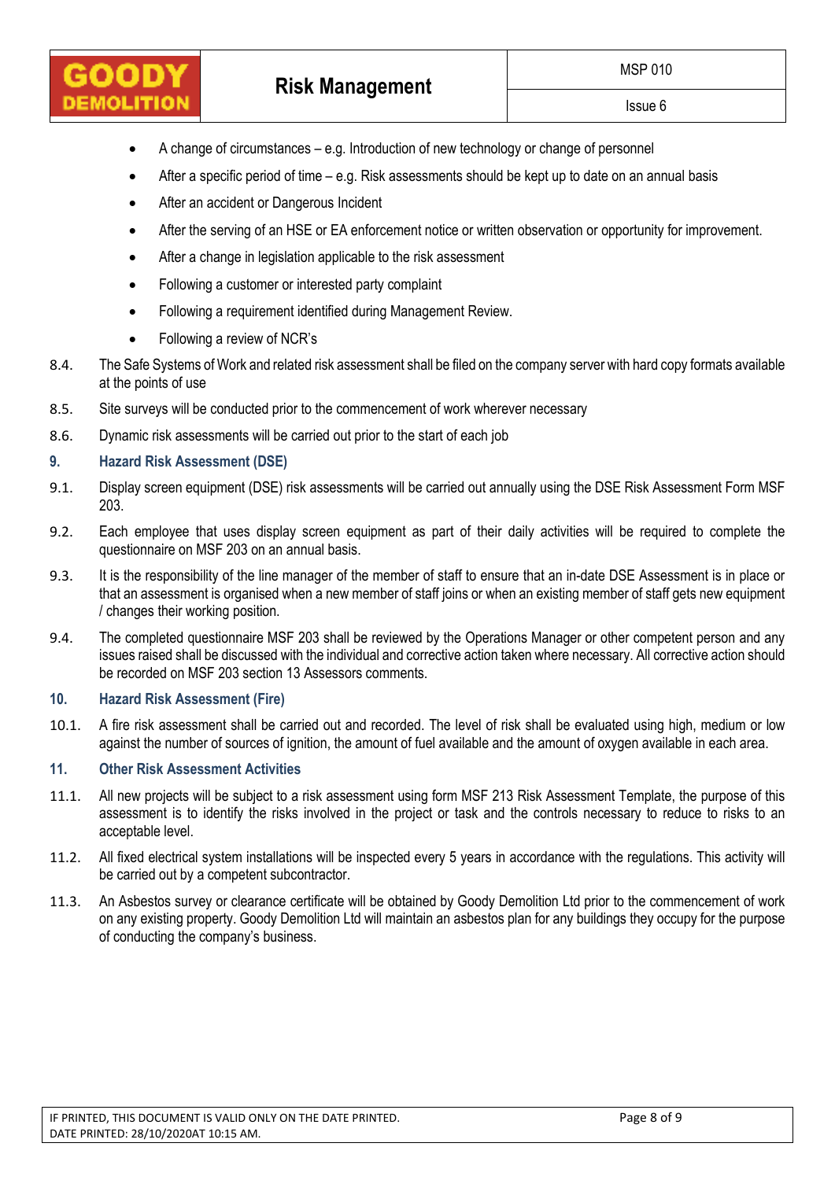- A change of circumstances – e.g. Introduction of new technology or change of personnel
- After a specific period of time – e.g. Risk assessments should be kept up to date on an annual basis
- After an accident or Dangerous Incident
- After the serving of an HSE or EA enforcement notice or written observation or opportunity for improvement.
- After a change in legislation applicable to the risk assessment
- Following a customer or interested party complaint
- Following a requirement identified during Management Review.
- Following a review of NCR's

8.4. The Safe Systems of Work and related risk assessment shall be filed on the company server with hard copy formats available at the points of use

8.5. Site surveys will be conducted prior to the commencement of work wherever necessary

8.6. Dynamic risk assessments will be carried out prior to the start of each job

## 9. Hazard Risk Assessment (DSE)

9.1. Display screen equipment (DSE) risk assessments will be carried out annually using the DSE Risk Assessment Form MSF 203.

9.2. Each employee that uses display screen equipment as part of their daily activities will be required to complete the questionnaire on MSF 203 on an annual basis.

9.3. It is the responsibility of the line manager of the member of staff to ensure that an in-date DSE Assessment is in place or that an assessment is organised when a new member of staff joins or when an existing member of staff gets new equipment / changes their working position.

9.4. The completed questionnaire MSF 203 shall be reviewed by the Operations Manager or other competent person and any issues raised shall be discussed with the individual and corrective action taken where necessary. All corrective action should be recorded on MSF 203 section 13 Assessors comments.

## 10. Hazard Risk Assessment (Fire)

10.1. A fire risk assessment shall be carried out and recorded. The level of risk shall be evaluated using high, medium or low against the number of sources of ignition, the amount of fuel available and the amount of oxygen available in each area.

## 11. Other Risk Assessment Activities

11.1. All new projects will be subject to a risk assessment using form MSF 213 Risk Assessment Template, the purpose of this assessment is to identify the risks involved in the project or task and the controls necessary to reduce to risks to an acceptable level.

11.2. All fixed electrical system installations will be inspected every 5 years in accordance with the regulations. This activity will be carried out by a competent subcontractor.

11.3. An Asbestos survey or clearance certificate will be obtained by Goody Demolition Ltd prior to the commencement of work on any existing property. Goody Demolition Ltd will maintain an asbestos plan for any buildings they occupy for the purpose of conducting the company's business.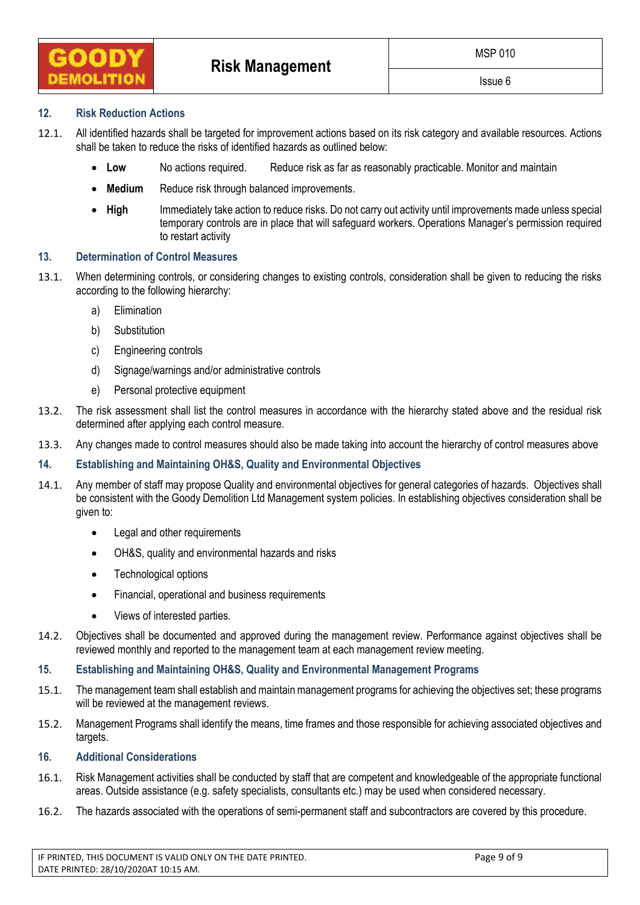## 12. Risk Reduction Actions

12.1. All identified hazards shall be targeted for improvement actions based on its risk category and available resources. Actions shall be taken to reduce the risks of identified hazards as outlined below:

- **Low** No actions required. Reduce risk as far as reasonably practicable. Monitor and maintain
- **Medium** Reduce risk through balanced improvements.
- **High** Immediately take action to reduce risks. Do not carry out activity until improvements made unless special temporary controls are in place that will safeguard workers. Operations Manager's permission required to restart activity

## 13. Determination of Control Measures

13.1. When determining controls, or considering changes to existing controls, consideration shall be given to reducing the risks according to the following hierarchy:

a) Elimination

b) Substitution

c) Engineering controls

d) Signage/warnings and/or administrative controls

e) Personal protective equipment

13.2. The risk assessment shall list the control measures in accordance with the hierarchy stated above and the residual risk determined after applying each control measure.

13.3. Any changes made to control measures should also be made taking into account the hierarchy of control measures above

## 14. Establishing and Maintaining OH&S, Quality and Environmental Objectives

14.1. Any member of staff may propose Quality and environmental objectives for general categories of hazards. Objectives shall be consistent with the Goody Demolition Ltd Management system policies. In establishing objectives consideration shall be given to:

- Legal and other requirements
- OH&S, quality and environmental hazards and risks
- Technological options
- Financial, operational and business requirements
- Views of interested parties.

14.2. Objectives shall be documented and approved during the management review. Performance against objectives shall be reviewed monthly and reported to the management team at each management review meeting.

## 15. Establishing and Maintaining OH&S, Quality and Environmental Management Programs

15.1. The management team shall establish and maintain management programs for achieving the objectives set; these programs will be reviewed at the management reviews.

15.2. Management Programs shall identify the means, time frames and those responsible for achieving associated objectives and targets.

## 16. Additional Considerations

16.1. Risk Management activities shall be conducted by staff that are competent and knowledgeable of the appropriate functional areas. Outside assistance (e.g. safety specialists, consultants etc.) may be used when considered necessary.

16.2. The hazards associated with the operations of semi-permanent staff and subcontractors are covered by this procedure.